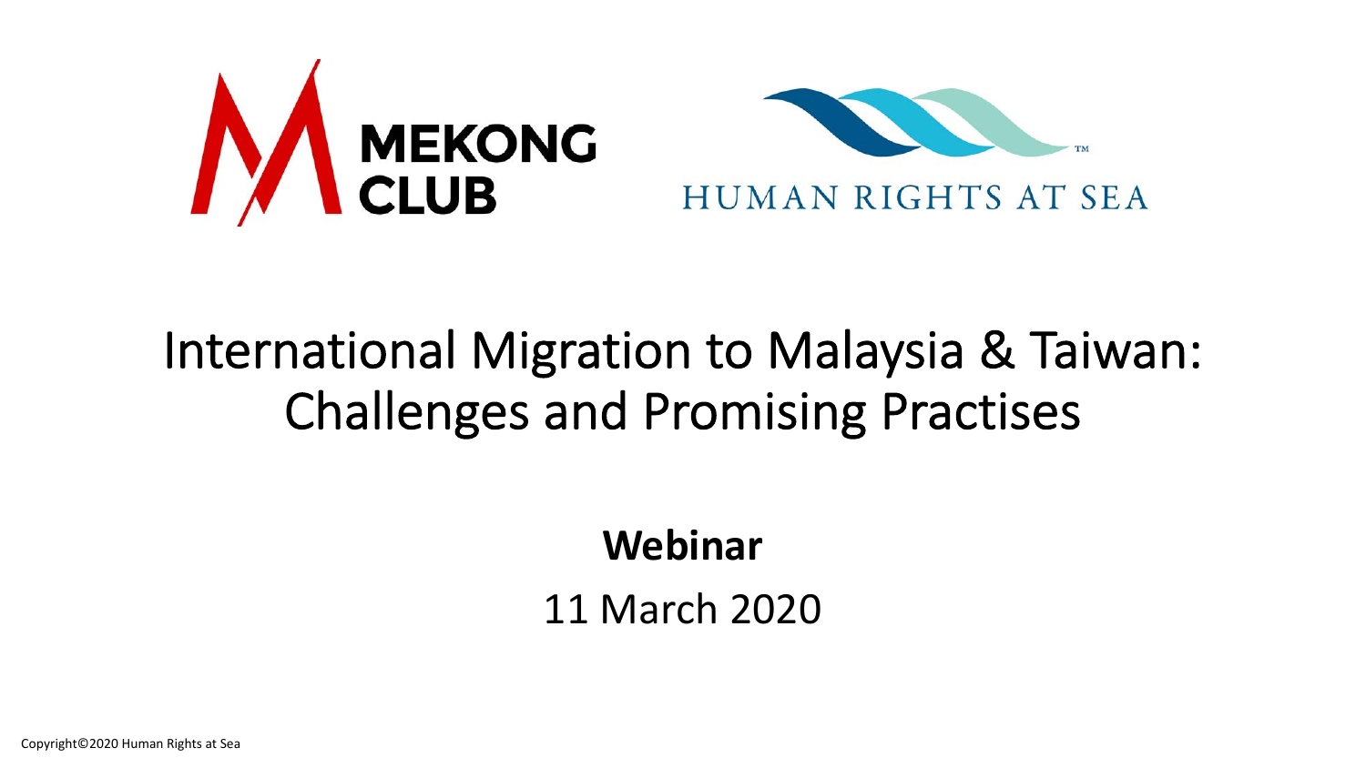MEKONG CLUB

HUMAN RIGHTS AT SEA

# International Migration to Malaysia & Taiwan: Challenges and Promising Practises

**Webinar**

11 March 2020

Copyright©2020 Human Rights at Sea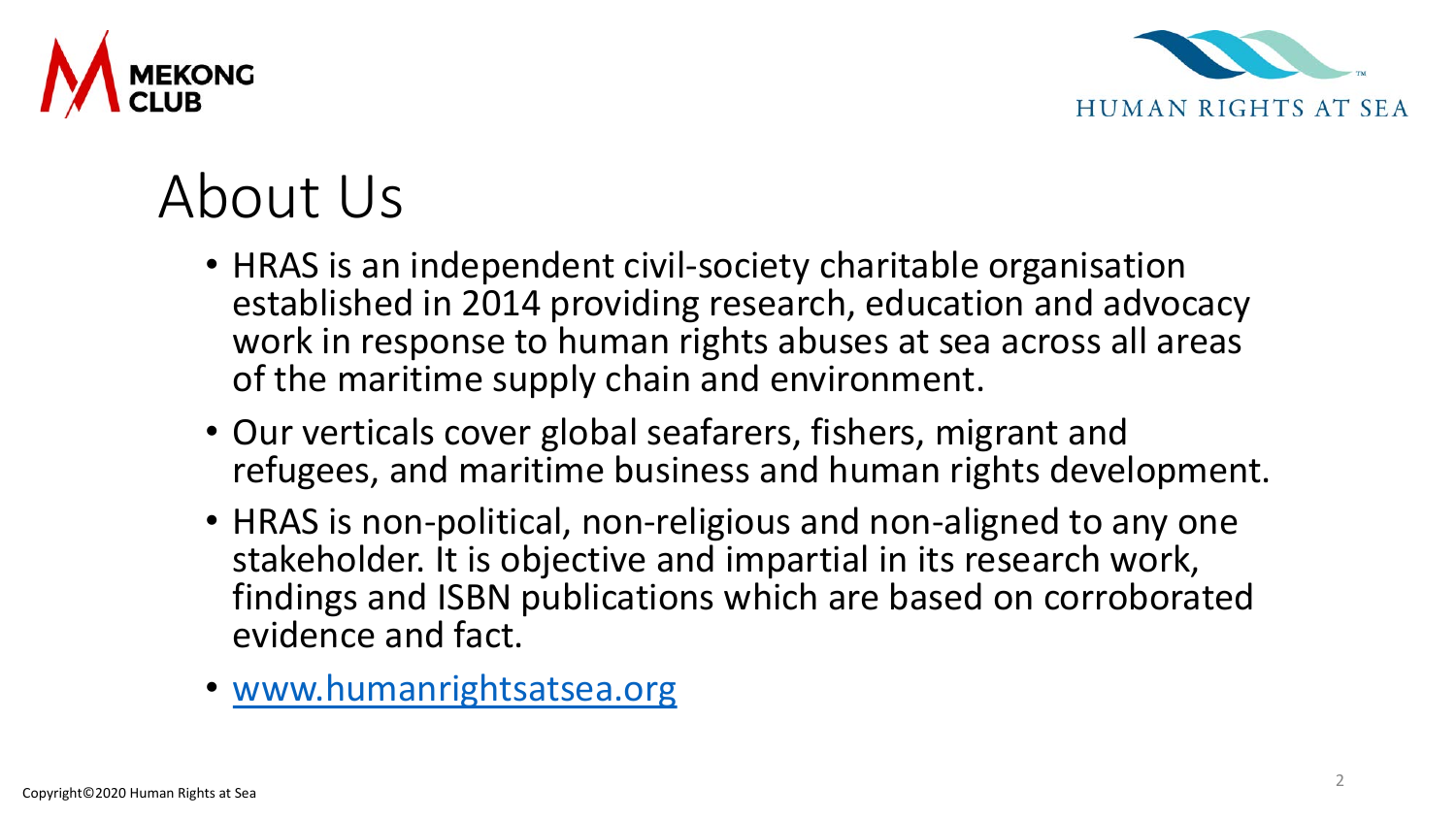# About Us

- HRAS is an independent civil-society charitable organisation established in 2014 providing research, education and advocacy work in response to human rights abuses at sea across all areas of the maritime supply chain and environment.
- Our verticals cover global seafarers, fishers, migrant and refugees, and maritime business and human rights development.
- HRAS is non-political, non-religious and non-aligned to any one stakeholder. It is objective and impartial in its research work, findings and ISBN publications which are based on corroborated evidence and fact.
- [www.humanrightsatsea.org](http://www.humanrightsatsea.org)

Copyright©2020 Human Rights at Sea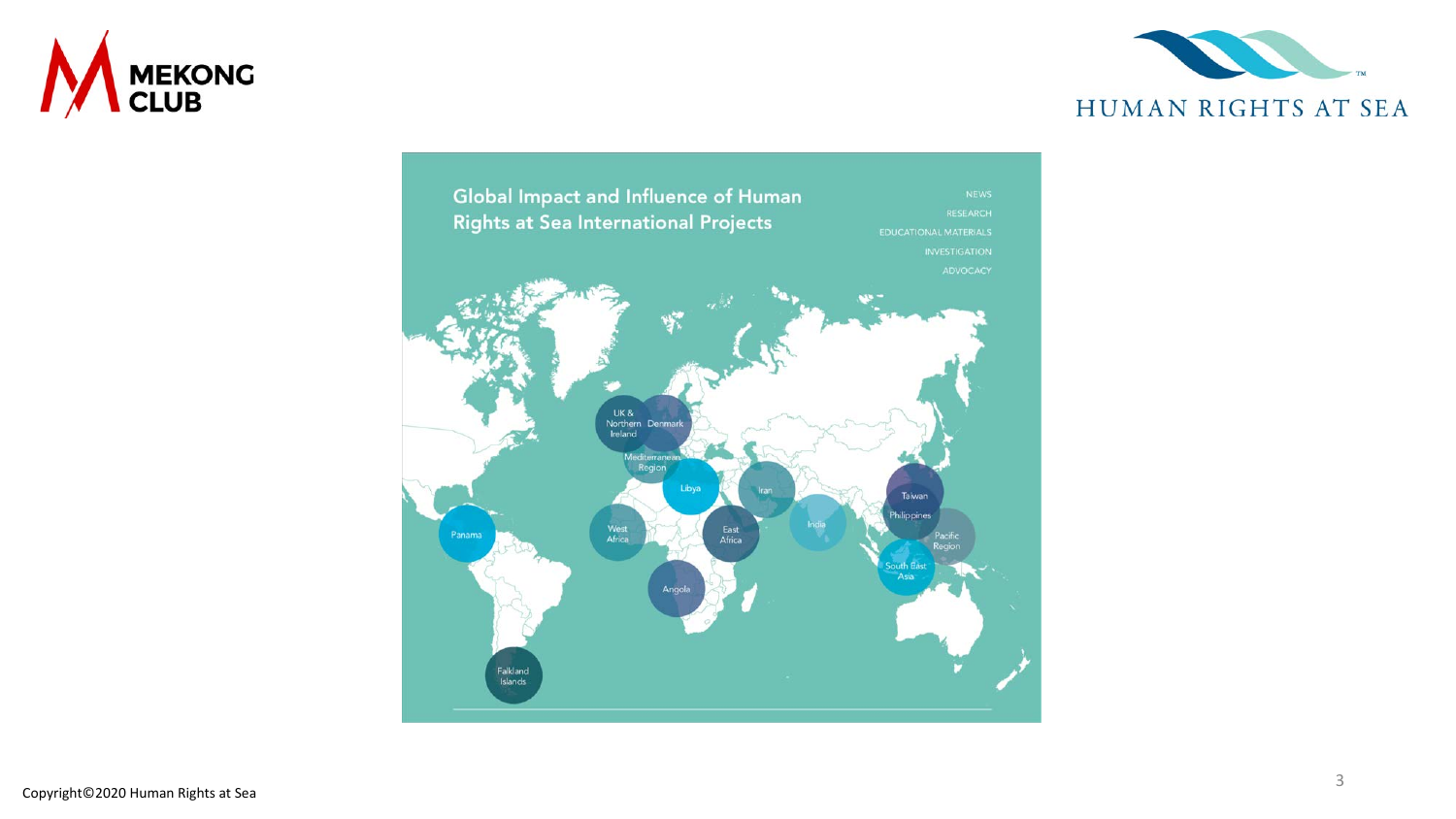## Global Impact and Influence of Human Rights at Sea International Projects

NEWS
RESEARCH
EDUCATIONAL MATERIALS
INVESTIGATION
ADVOCACY

UK & Northern Ireland, Denmark, Mediterranean Region, Libya, Iran, India, Taiwan, Philippines, Pacific Region, South East Asia, Panama, West Africa, East Africa, Angola, Falkland Islands

Copyright©2020 Human Rights at Sea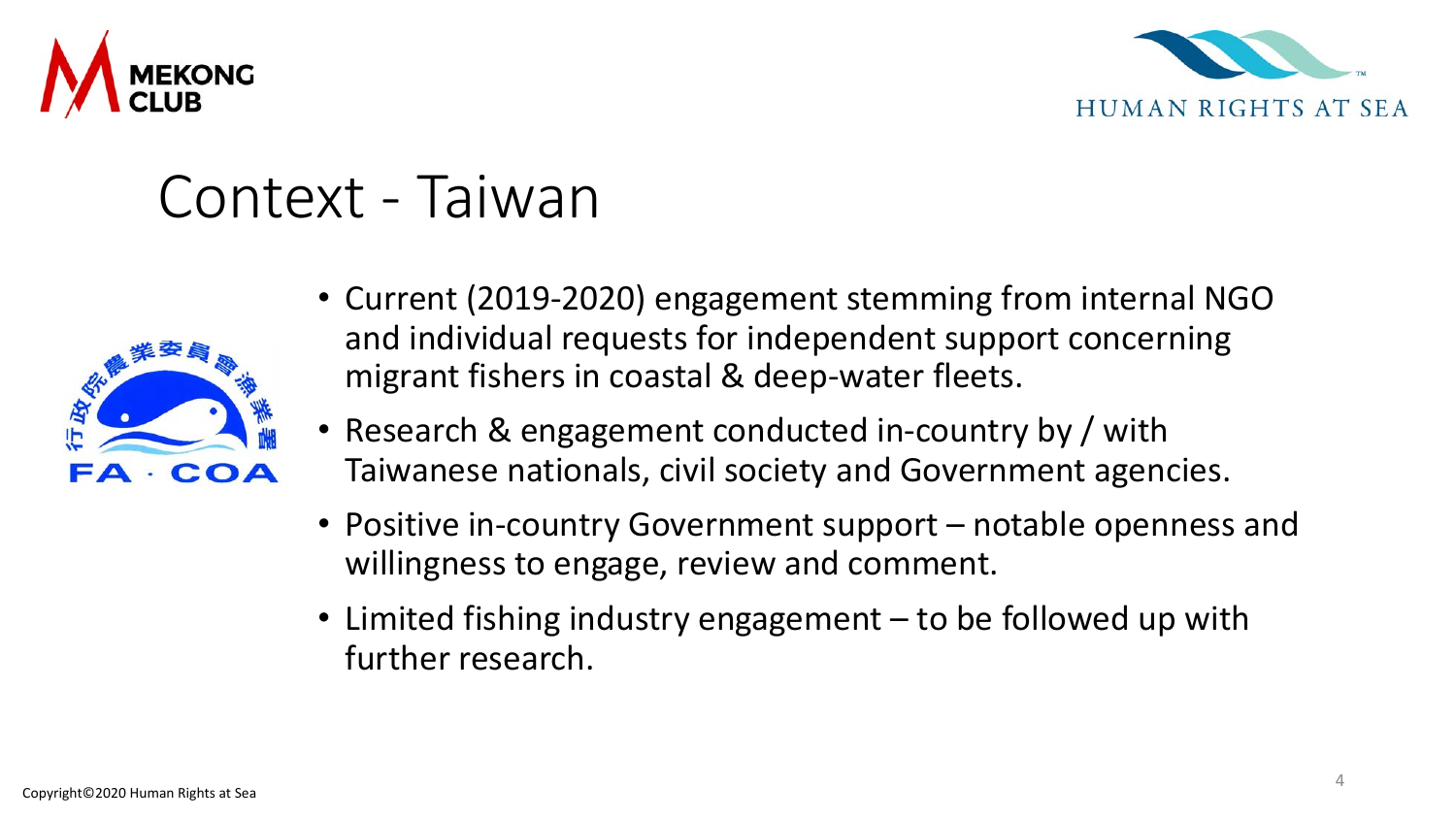# Context - Taiwan

- Current (2019-2020) engagement stemming from internal NGO and individual requests for independent support concerning migrant fishers in coastal & deep-water fleets.
- Research & engagement conducted in-country by / with Taiwanese nationals, civil society and Government agencies.
- Positive in-country Government support – notable openness and willingness to engage, review and comment.
- Limited fishing industry engagement – to be followed up with further research.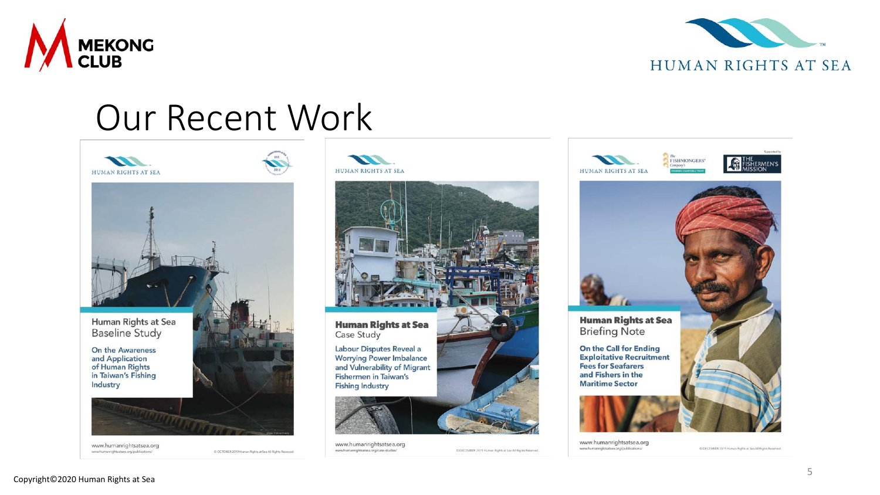MEKONG CLUB

HUMAN RIGHTS AT SEA

# Our Recent Work

HUMAN RIGHTS AT SEA

**Human Rights at Sea**
Baseline Study

On the Awareness and Application of Human Rights in Taiwan's Fishing Industry

www.humanrightsatsea.org

HUMAN RIGHTS AT SEA

**Human Rights at Sea**
Case Study

Labour Disputes Reveal a Worrying Power Imbalance and Vulnerability of Migrant Fishermen in Taiwan's Fishing Industry

www.humanrightsatsea.org

HUMAN RIGHTS AT SEA

The Fishmongers' Company

The Fishermen's Mission

**Human Rights at Sea**
Briefing Note

**On the Call for Ending Exploitative Recruitment Fees for Seafarers and Fishers in the Maritime Sector**

www.humanrightsatsea.org

Copyright©2020 Human Rights at Sea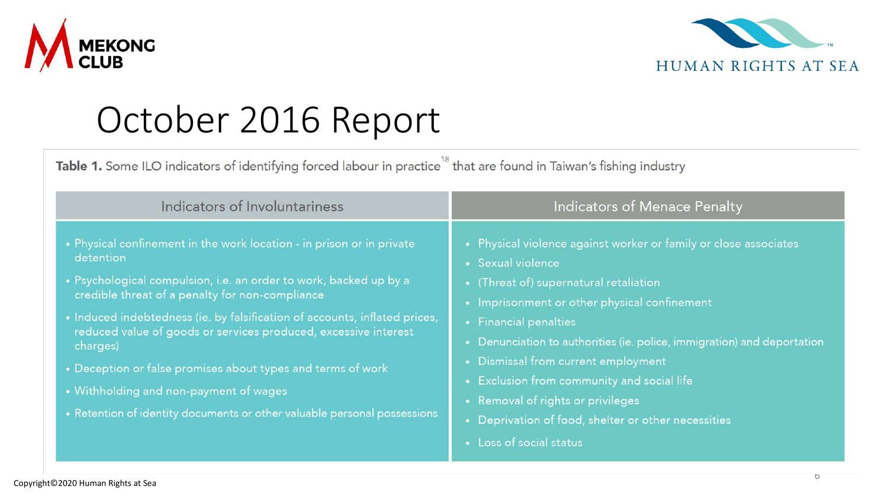# October 2016 Report

**Table 1.** Some ILO indicators of identifying forced labour in practice[18] that are found in Taiwan's fishing industry

| Indicators of Involuntariness | Indicators of Menace Penalty |
|---|---|
| • Physical confinement in the work location - in prison or in private detention<br>• Psychological compulsion, i.e. an order to work, backed up by a credible threat of a penalty for non-compliance<br>• Induced indebtedness (ie. by falsification of accounts, inflated prices, reduced value of goods or services produced, excessive interest charges)<br>• Deception or false promises about types and terms of work<br>• Withholding and non-payment of wages<br>• Retention of identity documents or other valuable personal possessions | • Physical violence against worker or family or close associates<br>• Sexual violence<br>• (Threat of) supernatural retaliation<br>• Imprisonment or other physical confinement<br>• Financial penalties<br>• Denunciation to authorities (ie. police, immigration) and deportation<br>• Dismissal from current employment<br>• Exclusion from community and social life<br>• Removal of rights or privileges<br>• Deprivation of food, shelter or other necessities<br>• Loss of social status |

Copyright©2020 Human Rights at Sea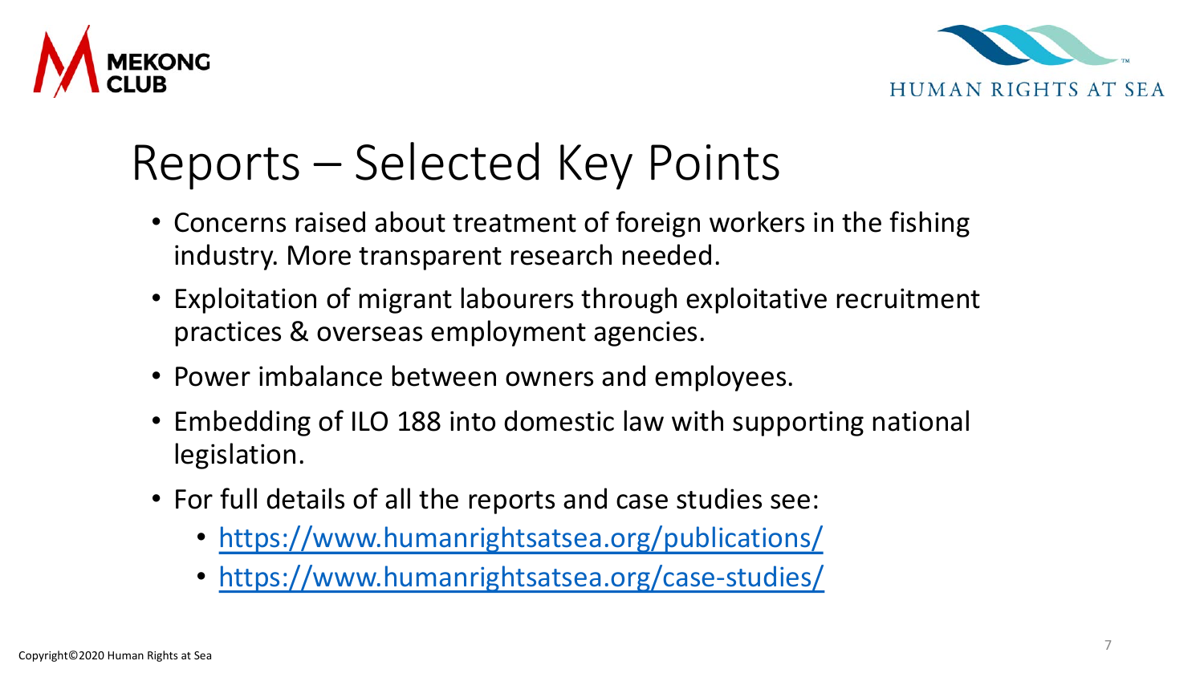# Reports – Selected Key Points

- Concerns raised about treatment of foreign workers in the fishing industry. More transparent research needed.
- Exploitation of migrant labourers through exploitative recruitment practices & overseas employment agencies.
- Power imbalance between owners and employees.
- Embedding of ILO 188 into domestic law with supporting national legislation.
- For full details of all the reports and case studies see:
  - https://www.humanrightsatsea.org/publications/
  - https://www.humanrightsatsea.org/case-studies/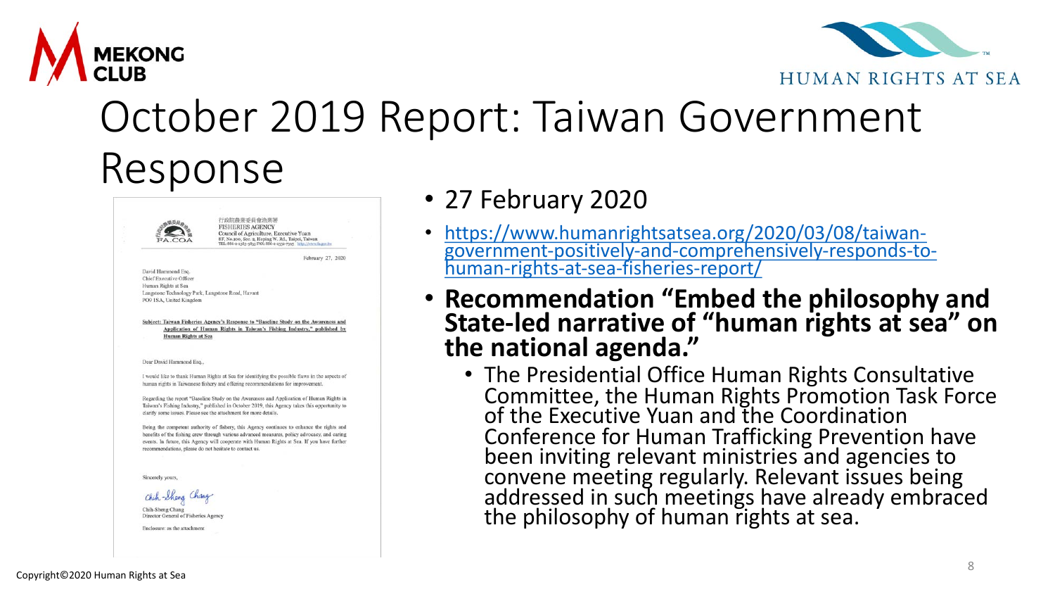# October 2019 Report: Taiwan Government Response

行政院農業委員會漁業署
FISHERIES AGENCY
Council of Agriculture, Executive Yuan
8F, No.100, Sec. 2, Heping W. Rd., Taipei, Taiwan
TEL:886-2-2383-5833 FAX:886-2-2332-7395 http://www.fa.gov.tw

February 27, 2020

David Hammond Esq.
Chief Executive Officer
Human Rights at Sea
Langstone Technology Park, Langstone Road, Havant
PO9 1SA, United Kingdom

Subject: Taiwan Fisheries Agency's Response to "Baseline Study on the Awareness and Application of Human Rights in Taiwan's Fishing Industry," published by Human Rights at Sea

Dear David Hammond Esq.,

I would like to thank Human Rights at Sea for identifying the possible flaws in the aspects of human rights in Taiwanese fishery and offering recommendations for improvement.

Regarding the report "Baseline Study on the Awareness and Application of Human Rights in Taiwan's Fishing Industry," published in October 2019, this Agency takes this opportunity to clarify some issues. Please see the attachment for more details.

Being the competent authority of fishery, this Agency continues to enhance the rights and benefits of the fishing crew through various advanced measures, policy advocacy, and caring events. In future, this Agency will cooperate with Human Rights at Sea. If you have further recommendations, please do not hesitate to contact us.

Sincerely yours,

Chih-Sheng Chang
Director General of Fisheries Agency

Enclosure: as the attachment

- 27 February 2020
- https://www.humanrightsatsea.org/2020/03/08/taiwan-government-positively-and-comprehensively-responds-to-human-rights-at-sea-fisheries-report/
- **Recommendation "Embed the philosophy and State-led narrative of "human rights at sea" on the national agenda."**
  - The Presidential Office Human Rights Consultative Committee, the Human Rights Promotion Task Force of the Executive Yuan and the Coordination Conference for Human Trafficking Prevention have been inviting relevant ministries and agencies to convene meeting regularly. Relevant issues being addressed in such meetings have already embraced the philosophy of human rights at sea.

Copyright©2020 Human Rights at Sea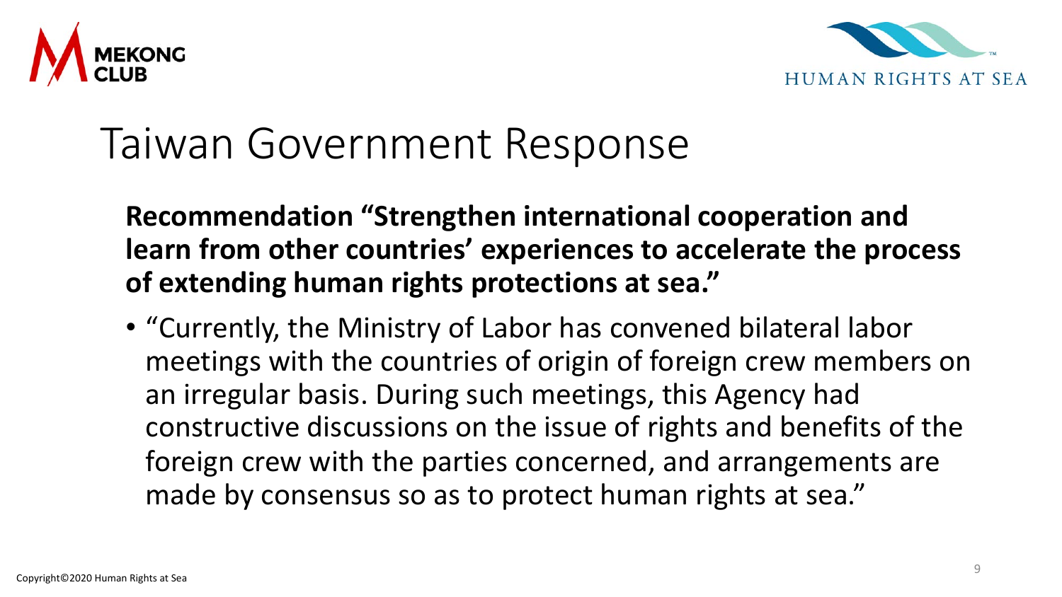# Taiwan Government Response

**Recommendation "Strengthen international cooperation and learn from other countries' experiences to accelerate the process of extending human rights protections at sea."**

- "Currently, the Ministry of Labor has convened bilateral labor meetings with the countries of origin of foreign crew members on an irregular basis. During such meetings, this Agency had constructive discussions on the issue of rights and benefits of the foreign crew with the parties concerned, and arrangements are made by consensus so as to protect human rights at sea."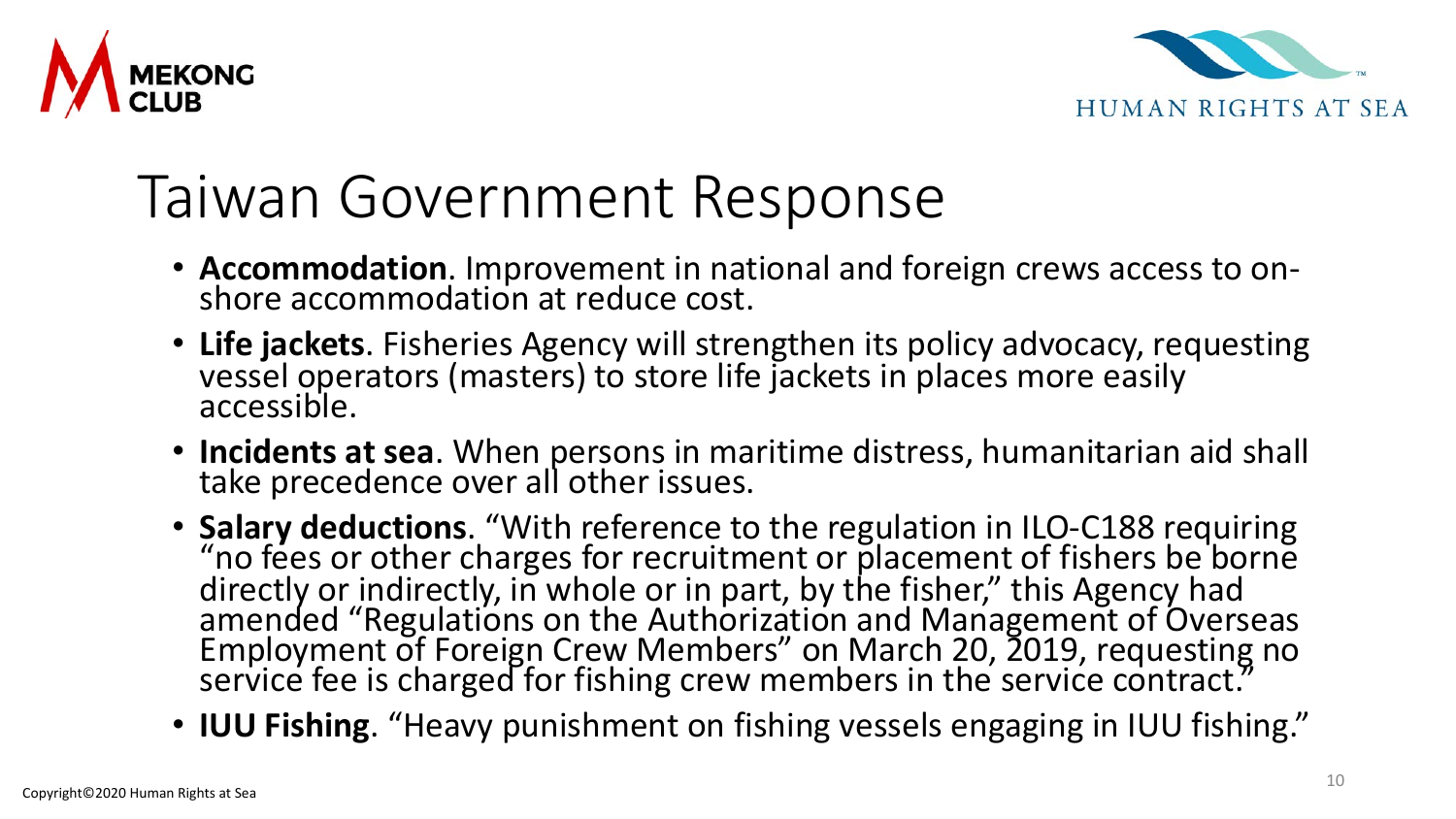# Taiwan Government Response

- **Accommodation**. Improvement in national and foreign crews access to on-shore accommodation at reduce cost.
- **Life jackets**. Fisheries Agency will strengthen its policy advocacy, requesting vessel operators (masters) to store life jackets in places more easily accessible.
- **Incidents at sea**. When persons in maritime distress, humanitarian aid shall take precedence over all other issues.
- **Salary deductions**. "With reference to the regulation in ILO-C188 requiring "no fees or other charges for recruitment or placement of fishers be borne directly or indirectly, in whole or in part, by the fisher," this Agency had amended "Regulations on the Authorization and Management of Overseas Employment of Foreign Crew Members" on March 20, 2019, requesting no service fee is charged for fishing crew members in the service contract."
- **IUU Fishing**. "Heavy punishment on fishing vessels engaging in IUU fishing."

Copyright©2020 Human Rights at Sea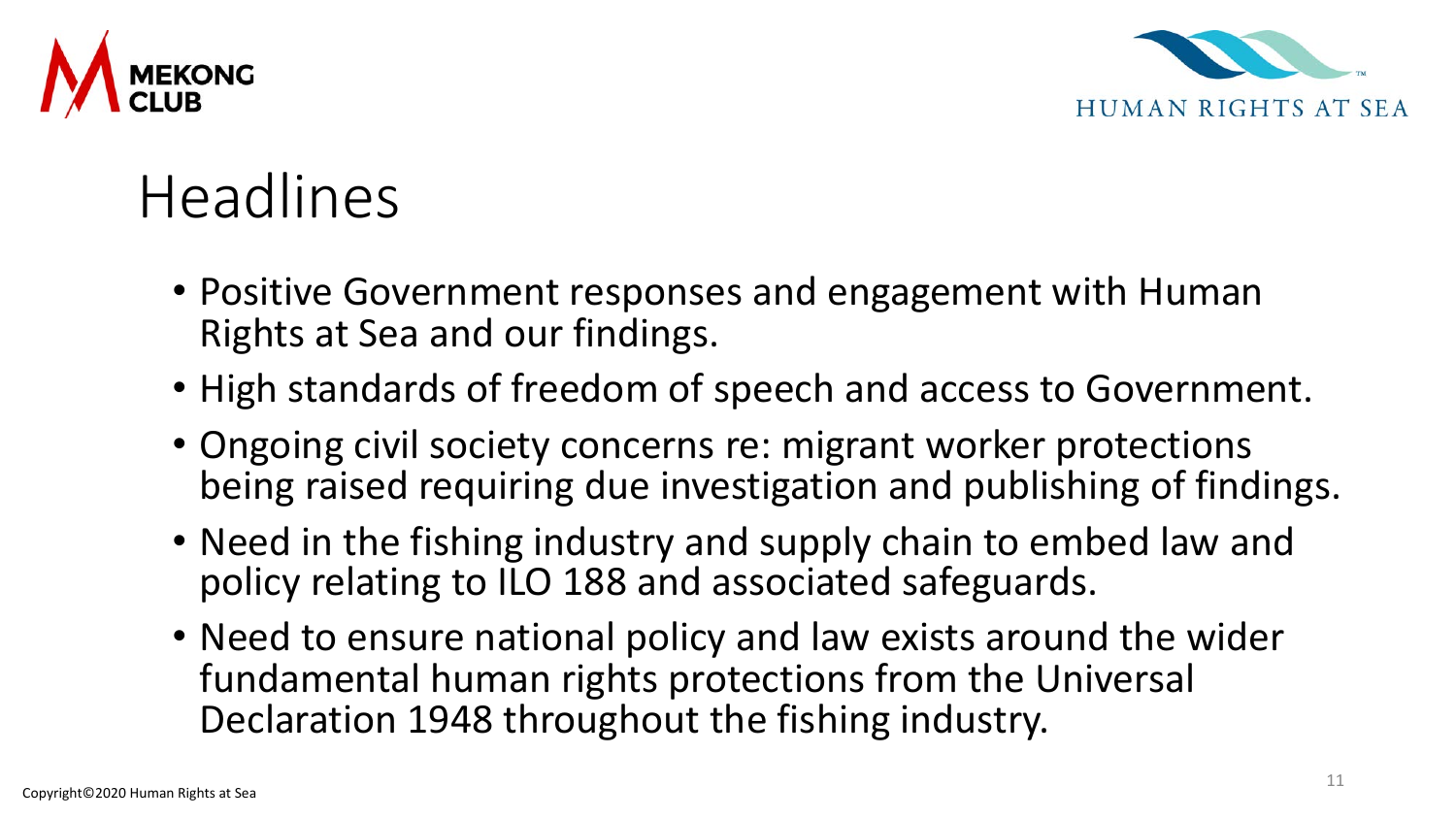# Headlines

- Positive Government responses and engagement with Human Rights at Sea and our findings.
- High standards of freedom of speech and access to Government.
- Ongoing civil society concerns re: migrant worker protections being raised requiring due investigation and publishing of findings.
- Need in the fishing industry and supply chain to embed law and policy relating to ILO 188 and associated safeguards.
- Need to ensure national policy and law exists around the wider fundamental human rights protections from the Universal Declaration 1948 throughout the fishing industry.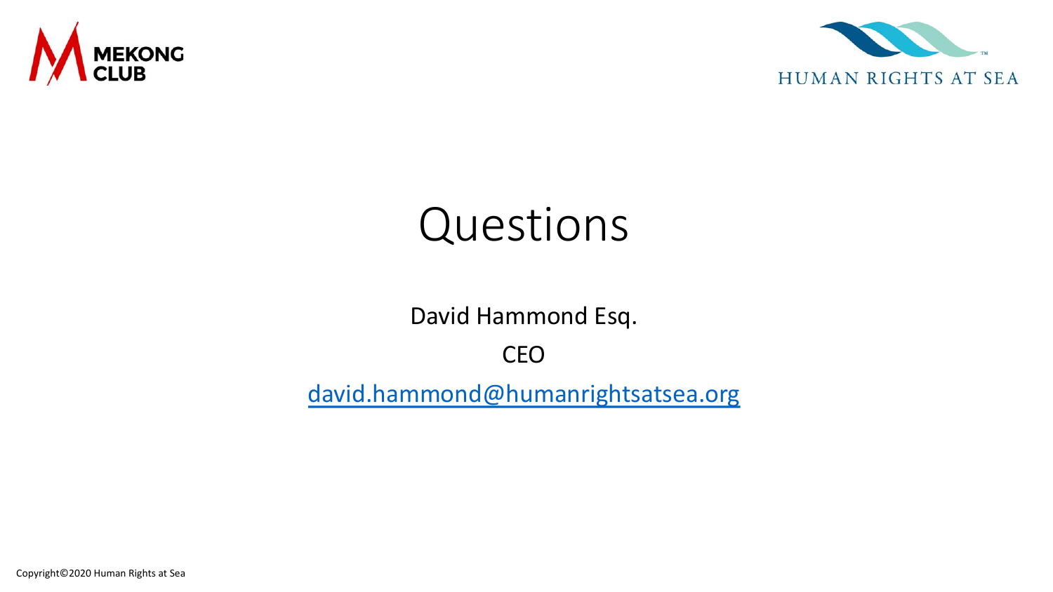# Questions

David Hammond Esq.

CEO

david.hammond@humanrightsatsea.org

Copyright©2020 Human Rights at Sea